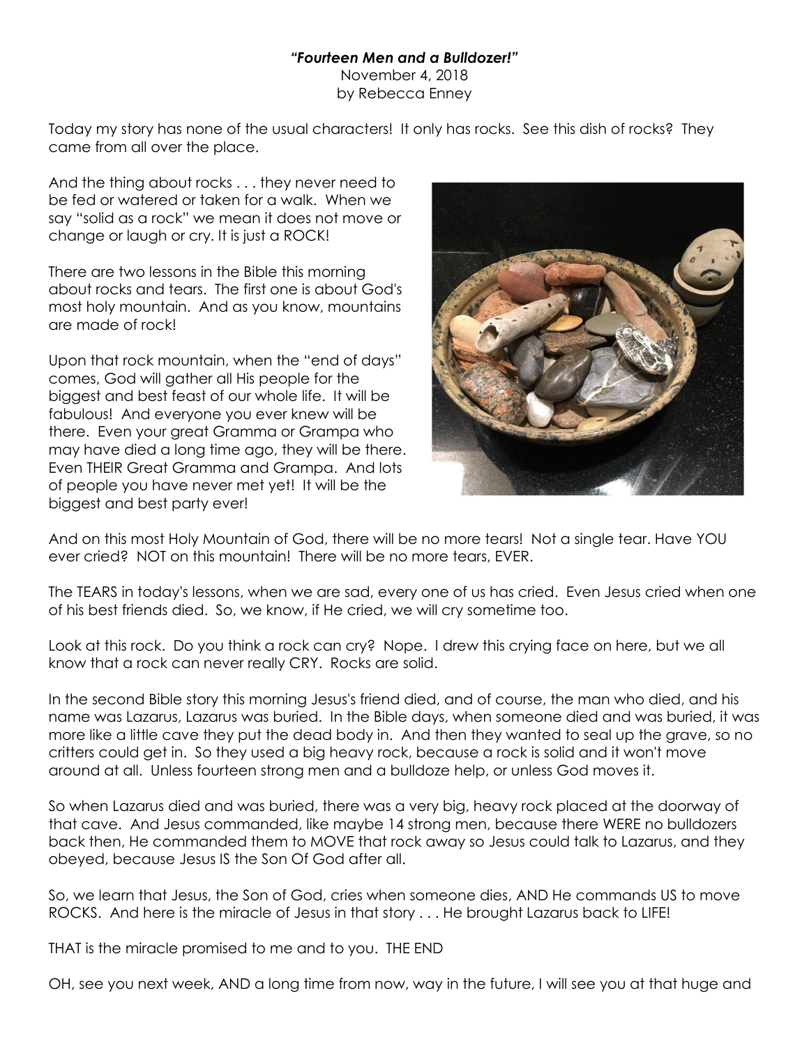***"Fourteen Men and a Bulldozer!"***

November 4, 2018

by Rebecca Enney

Today my story has none of the usual characters! It only has rocks. See this dish of rocks? They came from all over the place.

And the thing about rocks . . . they never need to be fed or watered or taken for a walk. When we say "solid as a rock" we mean it does not move or change or laugh or cry. It is just a ROCK!

There are two lessons in the Bible this morning about rocks and tears. The first one is about God's most holy mountain. And as you know, mountains are made of rock!

Upon that rock mountain, when the "end of days" comes, God will gather all His people for the biggest and best feast of our whole life. It will be fabulous! And everyone you ever knew will be there. Even your great Gramma or Grampa who may have died a long time ago, they will be there. Even THEIR Great Gramma and Grampa. And lots of people you have never met yet! It will be the biggest and best party ever!

And on this most Holy Mountain of God, there will be no more tears! Not a single tear. Have YOU ever cried? NOT on this mountain! There will be no more tears, EVER.

The TEARS in today's lessons, when we are sad, every one of us has cried. Even Jesus cried when one of his best friends died. So, we know, if He cried, we will cry sometime too.

Look at this rock. Do you think a rock can cry? Nope. I drew this crying face on here, but we all know that a rock can never really CRY. Rocks are solid.

In the second Bible story this morning Jesus's friend died, and of course, the man who died, and his name was Lazarus, Lazarus was buried. In the Bible days, when someone died and was buried, it was more like a little cave they put the dead body in. And then they wanted to seal up the grave, so no critters could get in. So they used a big heavy rock, because a rock is solid and it won't move around at all. Unless fourteen strong men and a bulldoze help, or unless God moves it.

So when Lazarus died and was buried, there was a very big, heavy rock placed at the doorway of that cave. And Jesus commanded, like maybe 14 strong men, because there WERE no bulldozers back then, He commanded them to MOVE that rock away so Jesus could talk to Lazarus, and they obeyed, because Jesus IS the Son Of God after all.

So, we learn that Jesus, the Son of God, cries when someone dies, AND He commands US to move ROCKS. And here is the miracle of Jesus in that story . . . He brought Lazarus back to LIFE!

THAT is the miracle promised to me and to you. THE END

OH, see you next week, AND a long time from now, way in the future, I will see you at that huge and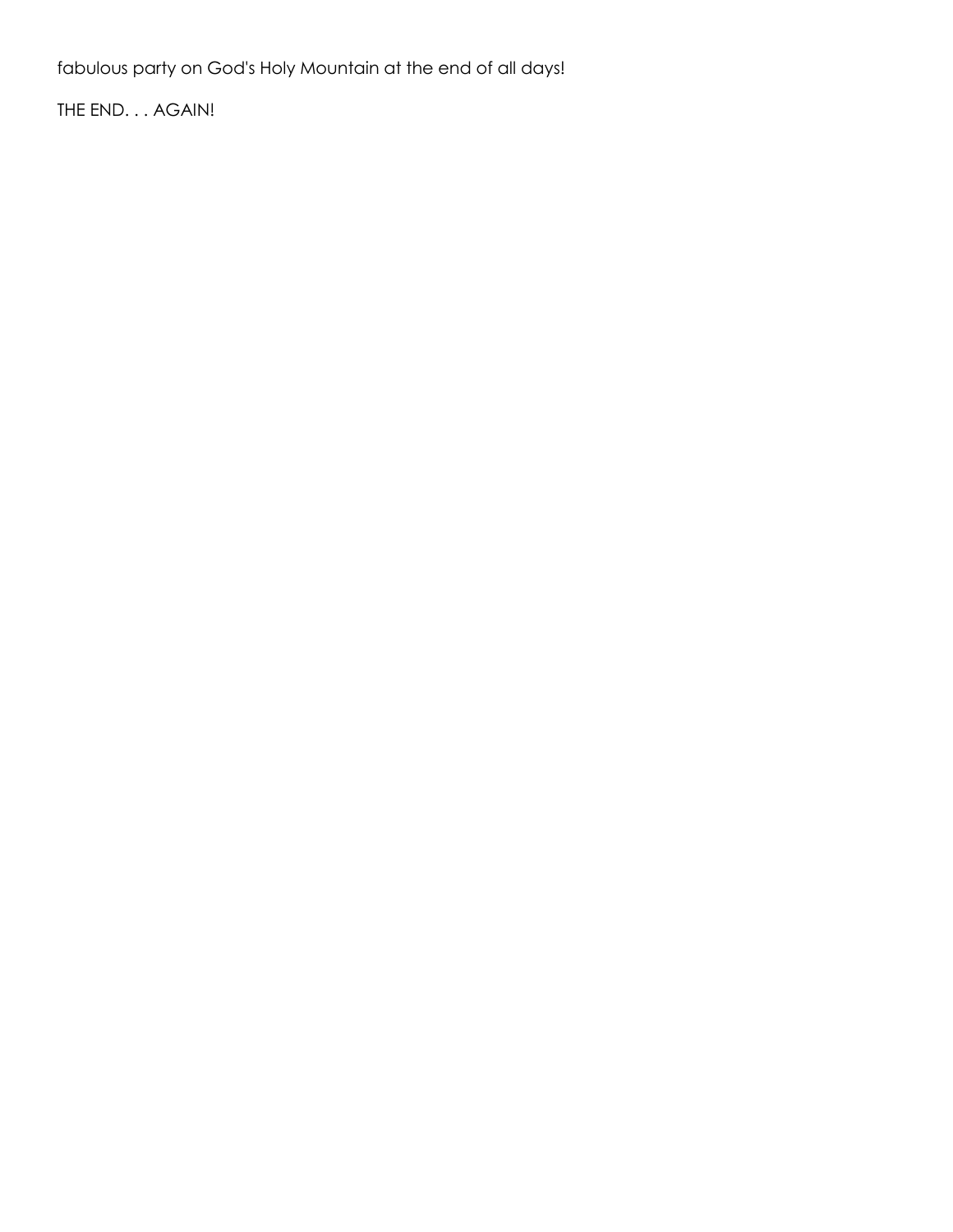fabulous party on God's Holy Mountain at the end of all days!

THE END. . . AGAIN!